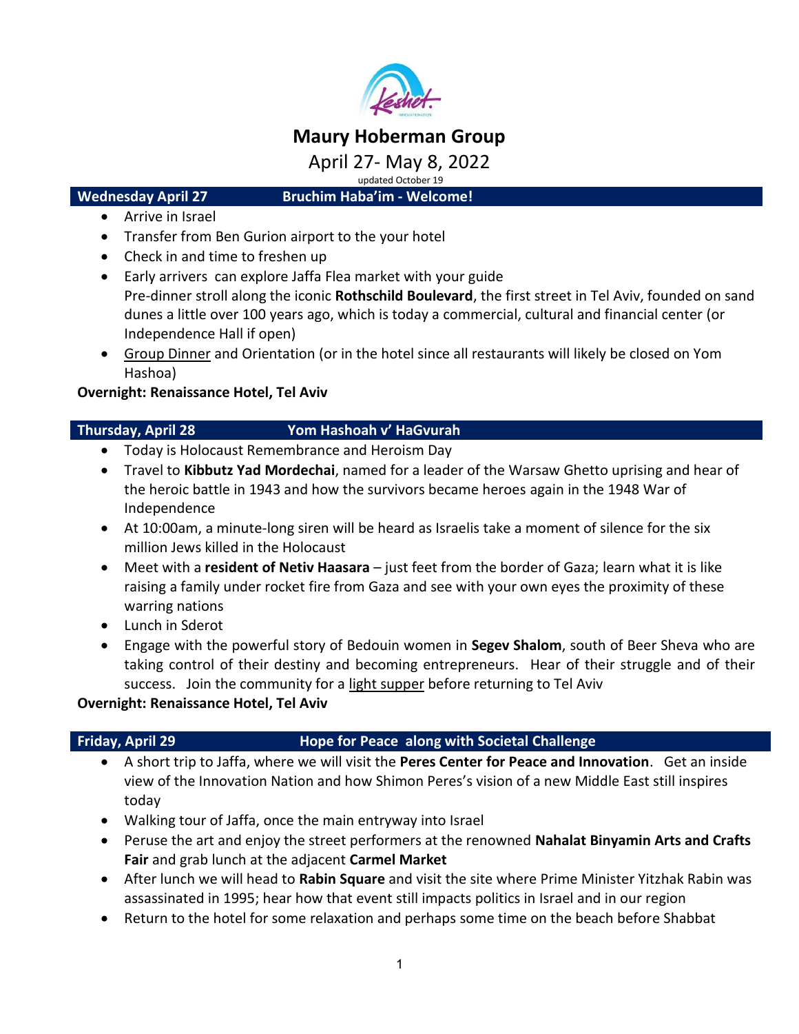# Maury Hoberman Group

April 27- May 8, 2022

updated October 19

## Wednesday April 27 — Bruchim Haba'im - Welcome!

- Arrive in Israel
- Transfer from Ben Gurion airport to the your hotel
- Check in and time to freshen up
- Early arrivers can explore Jaffa Flea market with your guide
  Pre-dinner stroll along the iconic **Rothschild Boulevard**, the first street in Tel Aviv, founded on sand dunes a little over 100 years ago, which is today a commercial, cultural and financial center (or Independence Hall if open)
- <u>Group Dinner</u> and Orientation (or in the hotel since all restaurants will likely be closed on Yom Hashoa)

**Overnight: Renaissance Hotel, Tel Aviv**

## Thursday, April 28 — Yom Hashoah v' HaGvurah

- Today is Holocaust Remembrance and Heroism Day
- Travel to **Kibbutz Yad Mordechai**, named for a leader of the Warsaw Ghetto uprising and hear of the heroic battle in 1943 and how the survivors became heroes again in the 1948 War of Independence
- At 10:00am, a minute-long siren will be heard as Israelis take a moment of silence for the six million Jews killed in the Holocaust
- Meet with a **resident of Netiv Haasara** – just feet from the border of Gaza; learn what it is like raising a family under rocket fire from Gaza and see with your own eyes the proximity of these warring nations
- Lunch in Sderot
- Engage with the powerful story of Bedouin women in **Segev Shalom**, south of Beer Sheva who are taking control of their destiny and becoming entrepreneurs. Hear of their struggle and of their success. Join the community for a <u>light supper</u> before returning to Tel Aviv

**Overnight: Renaissance Hotel, Tel Aviv**

## Friday, April 29 — Hope for Peace along with Societal Challenge

- A short trip to Jaffa, where we will visit the **Peres Center for Peace and Innovation**. Get an inside view of the Innovation Nation and how Shimon Peres's vision of a new Middle East still inspires today
- Walking tour of Jaffa, once the main entryway into Israel
- Peruse the art and enjoy the street performers at the renowned **Nahalat Binyamin Arts and Crafts Fair** and grab lunch at the adjacent **Carmel Market**
- After lunch we will head to **Rabin Square** and visit the site where Prime Minister Yitzhak Rabin was assassinated in 1995; hear how that event still impacts politics in Israel and in our region
- Return to the hotel for some relaxation and perhaps some time on the beach before Shabbat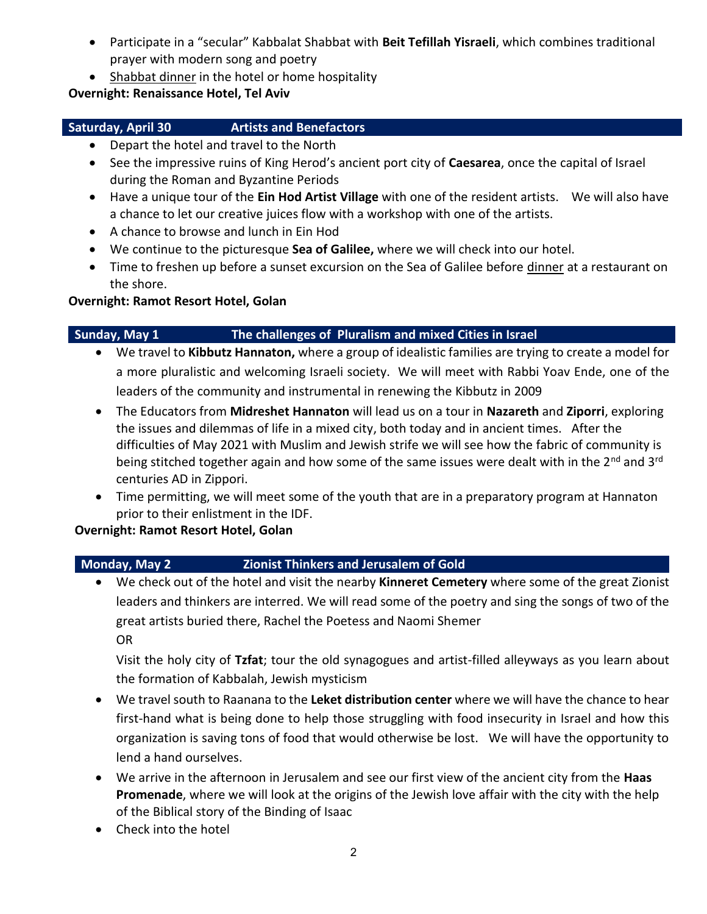- Participate in a "secular" Kabbalat Shabbat with **Beit Tefillah Yisraeli**, which combines traditional prayer with modern song and poetry
- Shabbat dinner in the hotel or home hospitality

**Overnight: Renaissance Hotel, Tel Aviv**

## Saturday, April 30 — Artists and Benefactors

- Depart the hotel and travel to the North
- See the impressive ruins of King Herod's ancient port city of **Caesarea**, once the capital of Israel during the Roman and Byzantine Periods
- Have a unique tour of the **Ein Hod Artist Village** with one of the resident artists. We will also have a chance to let our creative juices flow with a workshop with one of the artists.
- A chance to browse and lunch in Ein Hod
- We continue to the picturesque **Sea of Galilee,** where we will check into our hotel.
- Time to freshen up before a sunset excursion on the Sea of Galilee before dinner at a restaurant on the shore.

**Overnight: Ramot Resort Hotel, Golan**

## Sunday, May 1 — The challenges of Pluralism and mixed Cities in Israel

- We travel to **Kibbutz Hannaton,** where a group of idealistic families are trying to create a model for a more pluralistic and welcoming Israeli society. We will meet with Rabbi Yoav Ende, one of the leaders of the community and instrumental in renewing the Kibbutz in 2009
- The Educators from **Midreshet Hannaton** will lead us on a tour in **Nazareth** and **Ziporri**, exploring the issues and dilemmas of life in a mixed city, both today and in ancient times. After the difficulties of May 2021 with Muslim and Jewish strife we will see how the fabric of community is being stitched together again and how some of the same issues were dealt with in the 2nd and 3rd centuries AD in Zippori.
- Time permitting, we will meet some of the youth that are in a preparatory program at Hannaton prior to their enlistment in the IDF.

**Overnight: Ramot Resort Hotel, Golan**

## Monday, May 2 — Zionist Thinkers and Jerusalem of Gold

- We check out of the hotel and visit the nearby **Kinneret Cemetery** where some of the great Zionist leaders and thinkers are interred. We will read some of the poetry and sing the songs of two of the great artists buried there, Rachel the Poetess and Naomi Shemer

  OR

  Visit the holy city of **Tzfat**; tour the old synagogues and artist-filled alleyways as you learn about the formation of Kabbalah, Jewish mysticism
- We travel south to Raanana to the **Leket distribution center** where we will have the chance to hear first-hand what is being done to help those struggling with food insecurity in Israel and how this organization is saving tons of food that would otherwise be lost. We will have the opportunity to lend a hand ourselves.
- We arrive in the afternoon in Jerusalem and see our first view of the ancient city from the **Haas Promenade**, where we will look at the origins of the Jewish love affair with the city with the help of the Biblical story of the Binding of Isaac
- Check into the hotel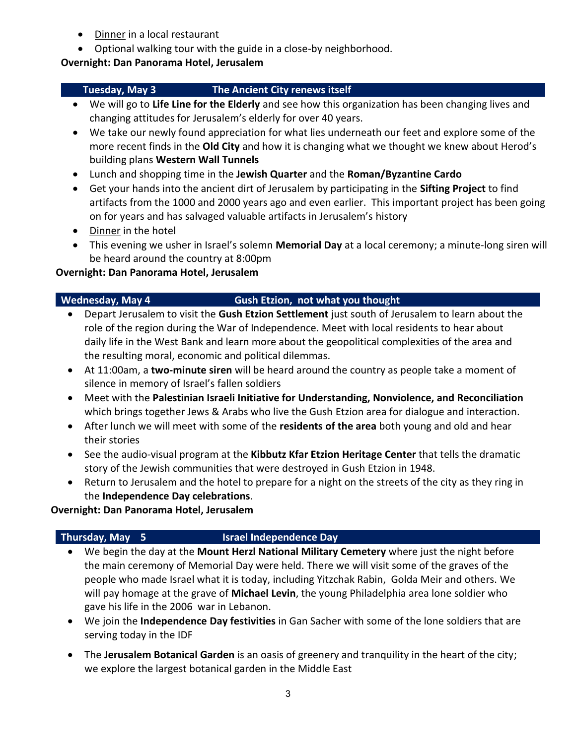- Dinner in a local restaurant
- Optional walking tour with the guide in a close-by neighborhood.

**Overnight: Dan Panorama Hotel, Jerusalem**

## Tuesday, May 3 — The Ancient City renews itself

- We will go to **Life Line for the Elderly** and see how this organization has been changing lives and changing attitudes for Jerusalem's elderly for over 40 years.
- We take our newly found appreciation for what lies underneath our feet and explore some of the more recent finds in the **Old City** and how it is changing what we thought we knew about Herod's building plans **Western Wall Tunnels**
- Lunch and shopping time in the **Jewish Quarter** and the **Roman/Byzantine Cardo**
- Get your hands into the ancient dirt of Jerusalem by participating in the **Sifting Project** to find artifacts from the 1000 and 2000 years ago and even earlier. This important project has been going on for years and has salvaged valuable artifacts in Jerusalem's history
- Dinner in the hotel
- This evening we usher in Israel's solemn **Memorial Day** at a local ceremony; a minute-long siren will be heard around the country at 8:00pm

**Overnight: Dan Panorama Hotel, Jerusalem**

## Wednesday, May 4 — Gush Etzion, not what you thought

- Depart Jerusalem to visit the **Gush Etzion Settlement** just south of Jerusalem to learn about the role of the region during the War of Independence. Meet with local residents to hear about daily life in the West Bank and learn more about the geopolitical complexities of the area and the resulting moral, economic and political dilemmas.
- At 11:00am, a **two-minute siren** will be heard around the country as people take a moment of silence in memory of Israel's fallen soldiers
- Meet with the **Palestinian Israeli Initiative for Understanding, Nonviolence, and Reconciliation** which brings together Jews & Arabs who live the Gush Etzion area for dialogue and interaction.
- After lunch we will meet with some of the **residents of the area** both young and old and hear their stories
- See the audio-visual program at the **Kibbutz Kfar Etzion Heritage Center** that tells the dramatic story of the Jewish communities that were destroyed in Gush Etzion in 1948.
- Return to Jerusalem and the hotel to prepare for a night on the streets of the city as they ring in the **Independence Day celebrations**.

**Overnight: Dan Panorama Hotel, Jerusalem**

## Thursday, May 5 — Israel Independence Day

- We begin the day at the **Mount Herzl National Military Cemetery** where just the night before the main ceremony of Memorial Day were held. There we will visit some of the graves of the people who made Israel what it is today, including Yitzchak Rabin, Golda Meir and others. We will pay homage at the grave of **Michael Levin**, the young Philadelphia area lone soldier who gave his life in the 2006 war in Lebanon.
- We join the **Independence Day festivities** in Gan Sacher with some of the lone soldiers that are serving today in the IDF
- The **Jerusalem Botanical Garden** is an oasis of greenery and tranquility in the heart of the city; we explore the largest botanical garden in the Middle East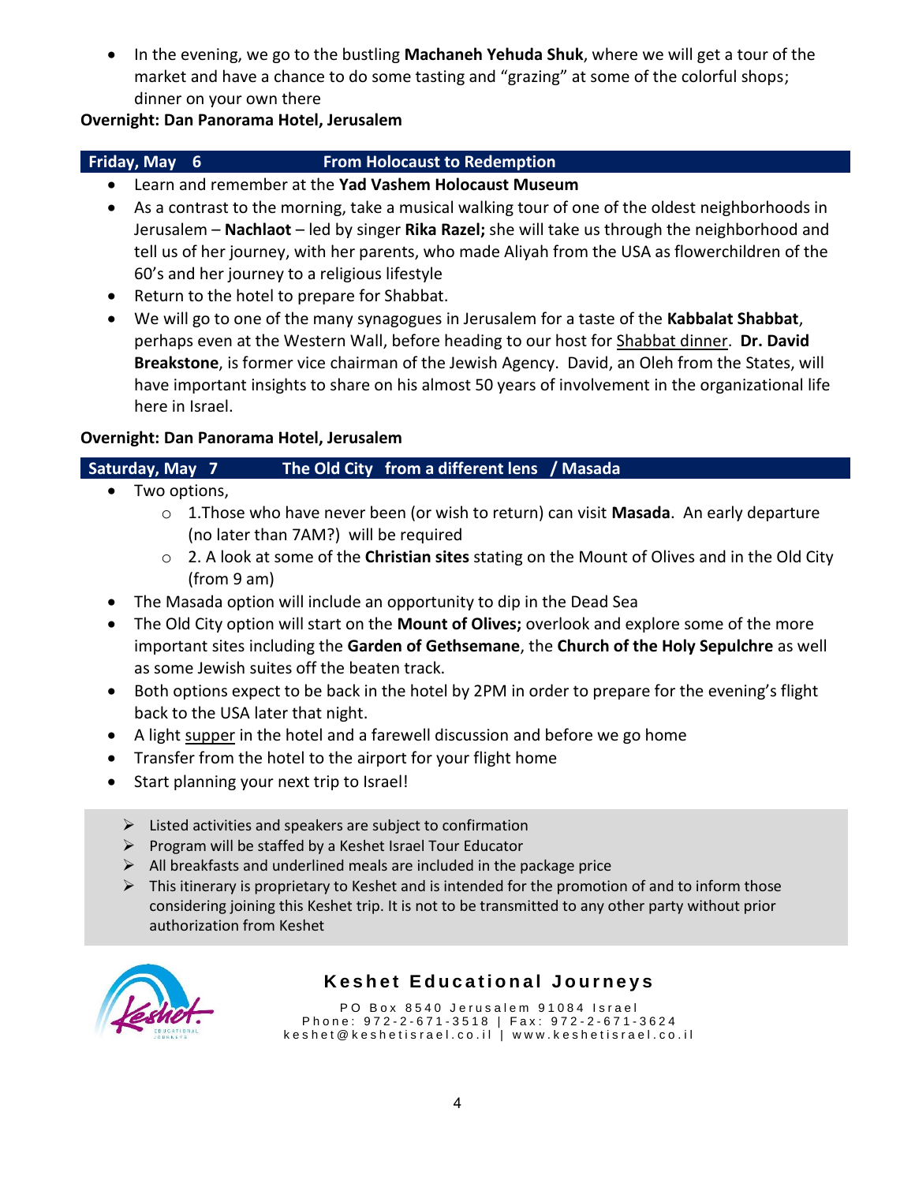- In the evening, we go to the bustling **Machaneh Yehuda Shuk**, where we will get a tour of the market and have a chance to do some tasting and "grazing" at some of the colorful shops; dinner on your own there

**Overnight: Dan Panorama Hotel, Jerusalem**

## Friday, May 6 — From Holocaust to Redemption

- Learn and remember at the **Yad Vashem Holocaust Museum**
- As a contrast to the morning, take a musical walking tour of one of the oldest neighborhoods in Jerusalem – **Nachlaot** – led by singer **Rika Razel;** she will take us through the neighborhood and tell us of her journey, with her parents, who made Aliyah from the USA as flowerchildren of the 60's and her journey to a religious lifestyle
- Return to the hotel to prepare for Shabbat.
- We will go to one of the many synagogues in Jerusalem for a taste of the **Kabbalat Shabbat**, perhaps even at the Western Wall, before heading to our host for Shabbat dinner. **Dr. David Breakstone**, is former vice chairman of the Jewish Agency. David, an Oleh from the States, will have important insights to share on his almost 50 years of involvement in the organizational life here in Israel.

**Overnight: Dan Panorama Hotel, Jerusalem**

## Saturday, May 7 — The Old City from a different lens / Masada

- Two options,
  - 1.Those who have never been (or wish to return) can visit **Masada**. An early departure (no later than 7AM?) will be required
  - 2. A look at some of the **Christian sites** stating on the Mount of Olives and in the Old City (from 9 am)
- The Masada option will include an opportunity to dip in the Dead Sea
- The Old City option will start on the **Mount of Olives;** overlook and explore some of the more important sites including the **Garden of Gethsemane**, the **Church of the Holy Sepulchre** as well as some Jewish suites off the beaten track.
- Both options expect to be back in the hotel by 2PM in order to prepare for the evening's flight back to the USA later that night.
- A light supper in the hotel and a farewell discussion and before we go home
- Transfer from the hotel to the airport for your flight home
- Start planning your next trip to Israel!

> - Listed activities and speakers are subject to confirmation
> - Program will be staffed by a Keshet Israel Tour Educator
> - All breakfasts and underlined meals are included in the package price
> - This itinerary is proprietary to Keshet and is intended for the promotion of and to inform those considering joining this Keshet trip. It is not to be transmitted to any other party without prior authorization from Keshet

**Keshet Educational Journeys**

PO Box 8540 Jerusalem 91084 Israel
Phone: 972-2-671-3518 | Fax: 972-2-671-3624
keshet@keshetisrael.co.il | www.keshetisrael.co.il